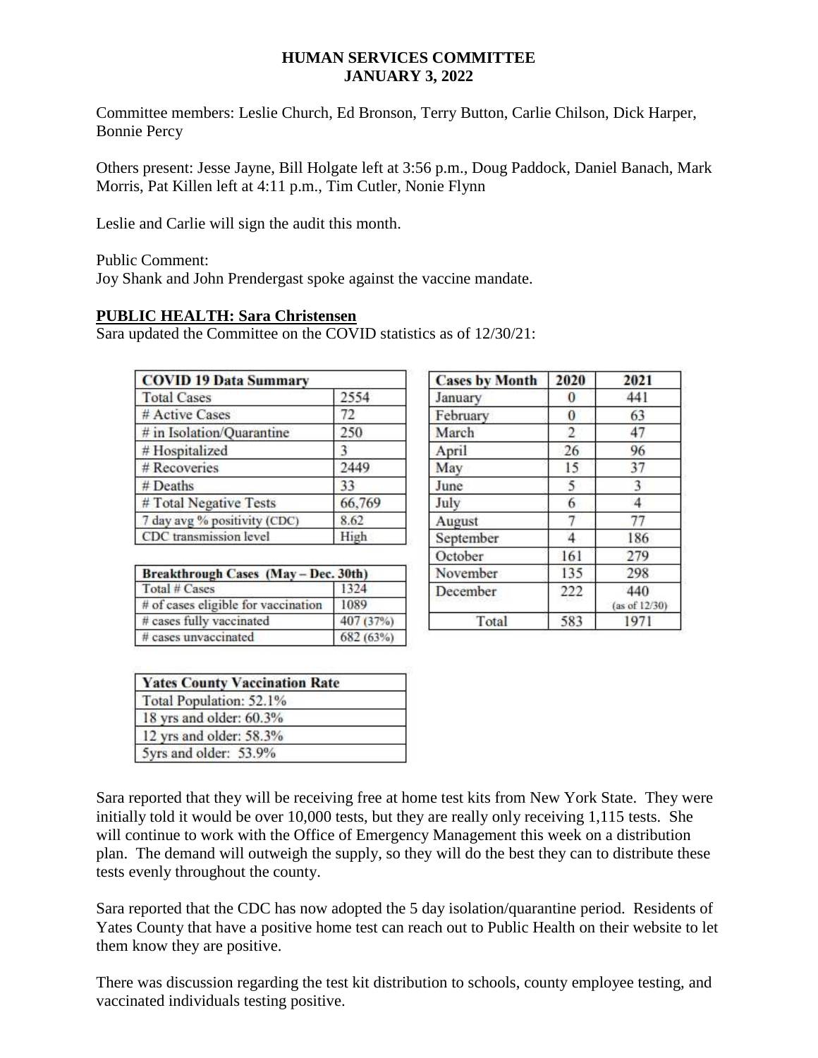# HUMAN SERVICES COMMITTEE
# JANUARY 3, 2022

Committee members: Leslie Church, Ed Bronson, Terry Button, Carlie Chilson, Dick Harper, Bonnie Percy

Others present: Jesse Jayne, Bill Holgate left at 3:56 p.m., Doug Paddock, Daniel Banach, Mark Morris, Pat Killen left at 4:11 p.m., Tim Cutler, Nonie Flynn

Leslie and Carlie will sign the audit this month.

Public Comment:
Joy Shank and John Prendergast spoke against the vaccine mandate.

## PUBLIC HEALTH: Sara Christensen

Sara updated the Committee on the COVID statistics as of 12/30/21:

| COVID 19 Data Summary | |
|---|---|
| Total Cases | 2554 |
| # Active Cases | 72 |
| # in Isolation/Quarantine | 250 |
| # Hospitalized | 3 |
| # Recoveries | 2449 |
| # Deaths | 33 |
| # Total Negative Tests | 66,769 |
| 7 day avg % positivity (CDC) | 8.62 |
| CDC transmission level | High |

| Breakthrough Cases (May – Dec. 30th) | |
|---|---|
| Total # Cases | 1324 |
| # of cases eligible for vaccination | 1089 |
| # cases fully vaccinated | 407 (37%) |
| # cases unvaccinated | 682 (63%) |

| Yates County Vaccination Rate |
|---|
| Total Population: 52.1% |
| 18 yrs and older: 60.3% |
| 12 yrs and older: 58.3% |
| 5yrs and older: 53.9% |

| Cases by Month | 2020 | 2021 |
|---|---|---|
| January | 0 | 441 |
| February | 0 | 63 |
| March | 2 | 47 |
| April | 26 | 96 |
| May | 15 | 37 |
| June | 5 | 3 |
| July | 6 | 4 |
| August | 7 | 77 |
| September | 4 | 186 |
| October | 161 | 279 |
| November | 135 | 298 |
| December | 222 | 440 (as of 12/30) |
| Total | 583 | 1971 |

Sara reported that they will be receiving free at home test kits from New York State. They were initially told it would be over 10,000 tests, but they are really only receiving 1,115 tests. She will continue to work with the Office of Emergency Management this week on a distribution plan. The demand will outweigh the supply, so they will do the best they can to distribute these tests evenly throughout the county.

Sara reported that the CDC has now adopted the 5 day isolation/quarantine period. Residents of Yates County that have a positive home test can reach out to Public Health on their website to let them know they are positive.

There was discussion regarding the test kit distribution to schools, county employee testing, and vaccinated individuals testing positive.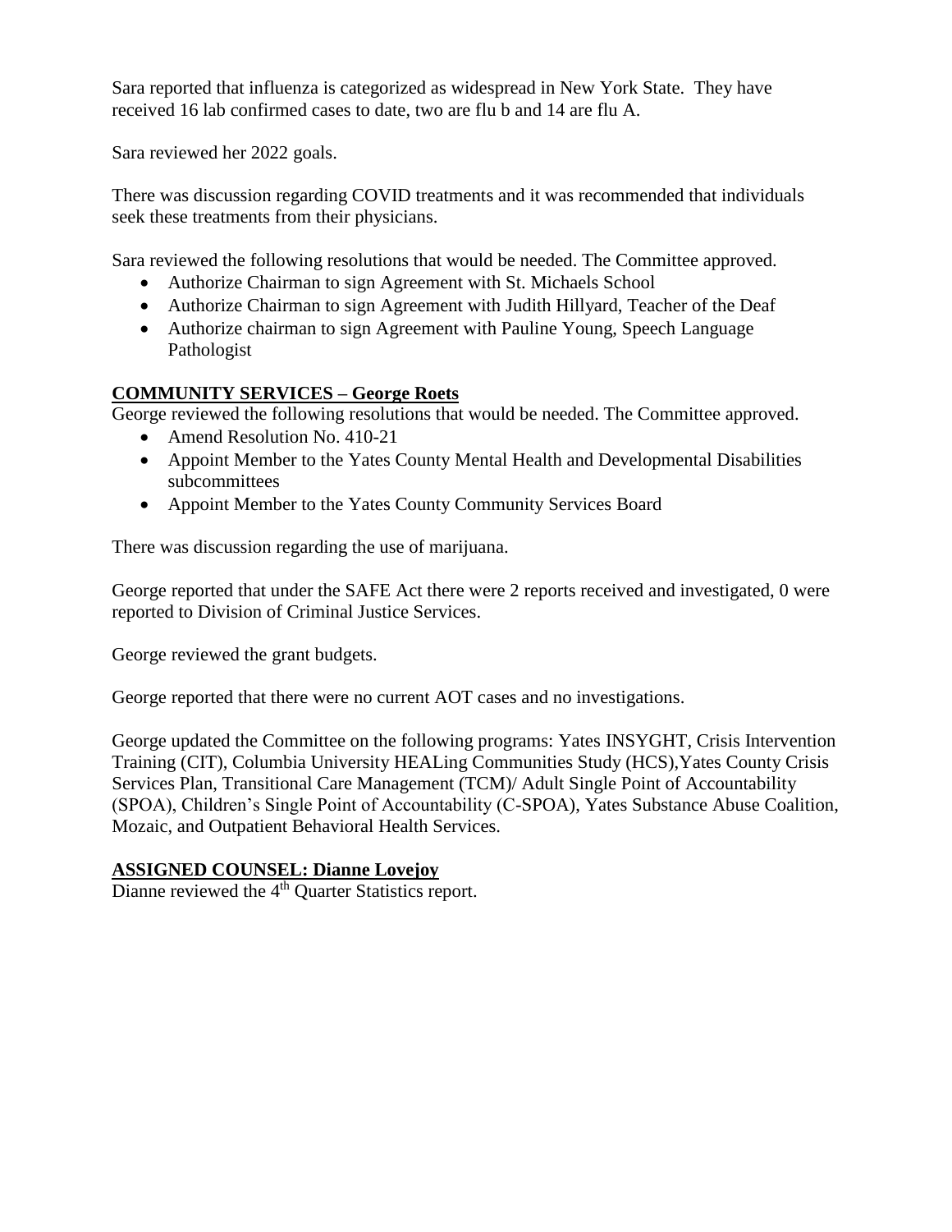Sara reported that influenza is categorized as widespread in New York State. They have received 16 lab confirmed cases to date, two are flu b and 14 are flu A.

Sara reviewed her 2022 goals.

There was discussion regarding COVID treatments and it was recommended that individuals seek these treatments from their physicians.

Sara reviewed the following resolutions that would be needed. The Committee approved.

- Authorize Chairman to sign Agreement with St. Michaels School
- Authorize Chairman to sign Agreement with Judith Hillyard, Teacher of the Deaf
- Authorize chairman to sign Agreement with Pauline Young, Speech Language Pathologist

## COMMUNITY SERVICES – George Roets

George reviewed the following resolutions that would be needed. The Committee approved.

- Amend Resolution No. 410-21
- Appoint Member to the Yates County Mental Health and Developmental Disabilities subcommittees
- Appoint Member to the Yates County Community Services Board

There was discussion regarding the use of marijuana.

George reported that under the SAFE Act there were 2 reports received and investigated, 0 were reported to Division of Criminal Justice Services.

George reviewed the grant budgets.

George reported that there were no current AOT cases and no investigations.

George updated the Committee on the following programs: Yates INSYGHT, Crisis Intervention Training (CIT), Columbia University HEALing Communities Study (HCS),Yates County Crisis Services Plan, Transitional Care Management (TCM)/ Adult Single Point of Accountability (SPOA), Children's Single Point of Accountability (C-SPOA), Yates Substance Abuse Coalition, Mozaic, and Outpatient Behavioral Health Services.

## ASSIGNED COUNSEL: Dianne Lovejoy

Dianne reviewed the 4th Quarter Statistics report.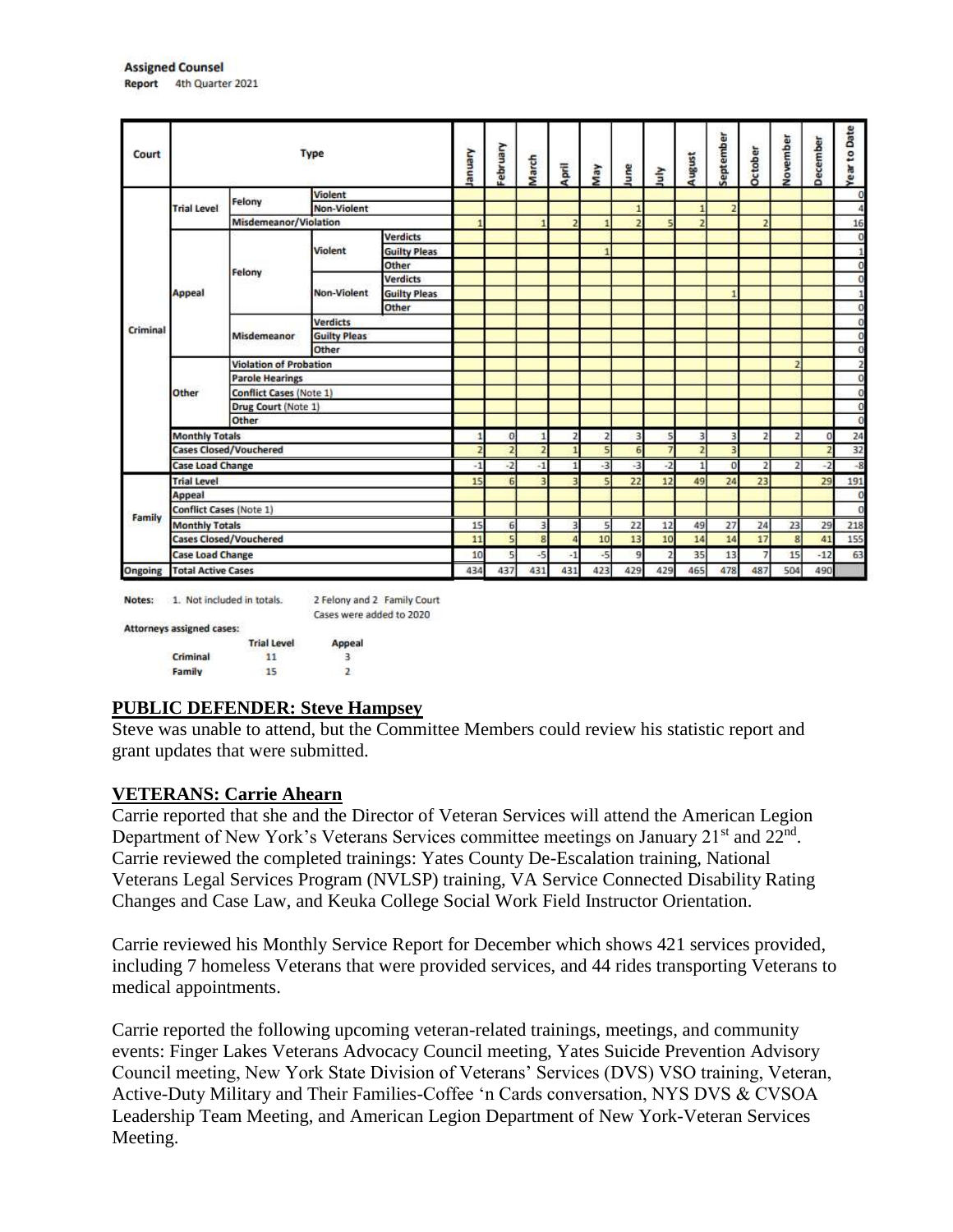**Assigned Counsel**
**Report** 4th Quarter 2021

| Court | Type | | | January | February | March | April | May | June | July | August | September | October | November | December | Year to Date |
|---|---|---|---|---|---|---|---|---|---|---|---|---|---|---|---|---|
| Criminal | Trial Level | Felony | Violent | | | | | | | | | | | | | 0 |
| | | | Non-Violent | | | | | | 1 | | 1 | 2 | | | | 4 |
| | | Misdemeanor/Violation | | 1 | | 1 | 2 | 1 | 2 | 5 | 2 | | 2 | | | 16 |
| | Appeal | Felony | Violent | Verdicts | | | | | | | | | | | | 0 |
| | | | | Guilty Pleas | | | | | 1 | | | | | | | 1 |
| | | | | Other | | | | | | | | | | | | 0 |
| | | | Non-Violent | Verdicts | | | | | | | | | | | | 0 |
| | | | | Guilty Pleas | | | | | | | | | 1 | | | 1 |
| | | | | Other | | | | | | | | | | | | 0 |
| | | Misdemeanor | Verdicts | | | | | | | | | | | | | 0 |
| | | | Guilty Pleas | | | | | | | | | | | | | 0 |
| | | | Other | | | | | | | | | | | | | 0 |
| | Other | Violation of Probation | | | | | | | | | | | | 2 | | 2 |
| | | Parole Hearings | | | | | | | | | | | | | | 0 |
| | | Conflict Cases (Note 1) | | | | | | | | | | | | | | 0 |
| | | Drug Court (Note 1) | | | | | | | | | | | | | | 0 |
| | | Other | | | | | | | | | | | | | | 0 |
| | Monthly Totals | | | 1 | 0 | 1 | 2 | 2 | 3 | 5 | 3 | 3 | 2 | 2 | 0 | 24 |
| | Cases Closed/Vouchered | | | 2 | 2 | 2 | 1 | 5 | 6 | 7 | 2 | 3 | | | 2 | 32 |
| | Case Load Change | | | -1 | -2 | -1 | 1 | -3 | -3 | -2 | 1 | 0 | 2 | 2 | -2 | -8 |
| Family | Trial Level | | | 15 | 6 | 3 | 3 | 5 | 22 | 12 | 49 | 24 | 23 | | 29 | 191 |
| | Appeal | | | | | | | | | | | | | | | 0 |
| | Conflict Cases (Note 1) | | | | | | | | | | | | | | | 0 |
| | Monthly Totals | | | 15 | 6 | 3 | 3 | 5 | 22 | 12 | 49 | 27 | 24 | 23 | 29 | 218 |
| | Cases Closed/Vouchered | | | 11 | 5 | 8 | 4 | 10 | 13 | 10 | 14 | 14 | 17 | 8 | 41 | 155 |
| | Case Load Change | | | 10 | 5 | -5 | -1 | -5 | 9 | 2 | 35 | 13 | 7 | 15 | -12 | 63 |
| Ongoing | Total Active Cases | | | 434 | 437 | 431 | 431 | 423 | 429 | 429 | 465 | 478 | 487 | 504 | 490 | |

Notes: 1. Not included in totals. 2 Felony and 2 Family Court Cases were added to 2020

Attorneys assigned cases:

| | Trial Level | Appeal |
|---|---|---|
| Criminal | 11 | 3 |
| Family | 15 | 2 |

## PUBLIC DEFENDER: Steve Hampsey

Steve was unable to attend, but the Committee Members could review his statistic report and grant updates that were submitted.

## VETERANS: Carrie Ahearn

Carrie reported that she and the Director of Veteran Services will attend the American Legion Department of New York's Veterans Services committee meetings on January 21st and 22nd. Carrie reviewed the completed trainings: Yates County De-Escalation training, National Veterans Legal Services Program (NVLSP) training, VA Service Connected Disability Rating Changes and Case Law, and Keuka College Social Work Field Instructor Orientation.

Carrie reviewed his Monthly Service Report for December which shows 421 services provided, including 7 homeless Veterans that were provided services, and 44 rides transporting Veterans to medical appointments.

Carrie reported the following upcoming veteran-related trainings, meetings, and community events: Finger Lakes Veterans Advocacy Council meeting, Yates Suicide Prevention Advisory Council meeting, New York State Division of Veterans' Services (DVS) VSO training, Veteran, Active-Duty Military and Their Families-Coffee 'n Cards conversation, NYS DVS & CVSOA Leadership Team Meeting, and American Legion Department of New York-Veteran Services Meeting.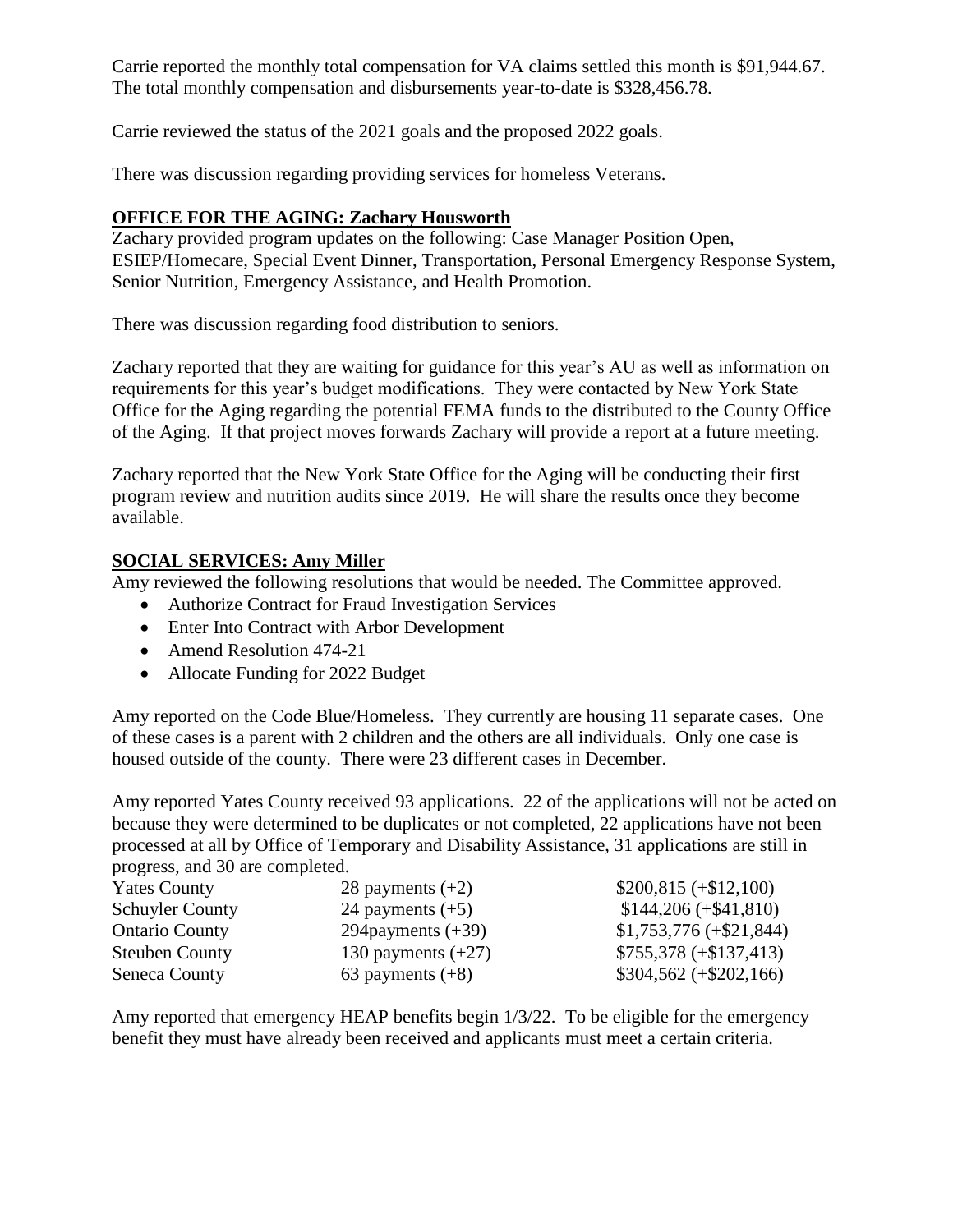Carrie reported the monthly total compensation for VA claims settled this month is $91,944.67. The total monthly compensation and disbursements year-to-date is $328,456.78.

Carrie reviewed the status of the 2021 goals and the proposed 2022 goals.

There was discussion regarding providing services for homeless Veterans.

## **OFFICE FOR THE AGING: Zachary Housworth**

Zachary provided program updates on the following: Case Manager Position Open, ESIEP/Homecare, Special Event Dinner, Transportation, Personal Emergency Response System, Senior Nutrition, Emergency Assistance, and Health Promotion.

There was discussion regarding food distribution to seniors.

Zachary reported that they are waiting for guidance for this year's AU as well as information on requirements for this year's budget modifications. They were contacted by New York State Office for the Aging regarding the potential FEMA funds to the distributed to the County Office of the Aging. If that project moves forwards Zachary will provide a report at a future meeting.

Zachary reported that the New York State Office for the Aging will be conducting their first program review and nutrition audits since 2019. He will share the results once they become available.

## **SOCIAL SERVICES: Amy Miller**

Amy reviewed the following resolutions that would be needed. The Committee approved.

- Authorize Contract for Fraud Investigation Services
- Enter Into Contract with Arbor Development
- Amend Resolution 474-21
- Allocate Funding for 2022 Budget

Amy reported on the Code Blue/Homeless. They currently are housing 11 separate cases. One of these cases is a parent with 2 children and the others are all individuals. Only one case is housed outside of the county. There were 23 different cases in December.

Amy reported Yates County received 93 applications. 22 of the applications will not be acted on because they were determined to be duplicates or not completed, 22 applications have not been processed at all by Office of Temporary and Disability Assistance, 31 applications are still in progress, and 30 are completed.

| | | |
|---|---|---|
| Yates County | 28 payments (+2) | $200,815 (+$12,100) |
| Schuyler County | 24 payments (+5) | $144,206 (+$41,810) |
| Ontario County | 294payments (+39) | $1,753,776 (+$21,844) |
| Steuben County | 130 payments (+27) | $755,378 (+$137,413) |
| Seneca County | 63 payments (+8) | $304,562 (+$202,166) |

Amy reported that emergency HEAP benefits begin 1/3/22. To be eligible for the emergency benefit they must have already been received and applicants must meet a certain criteria.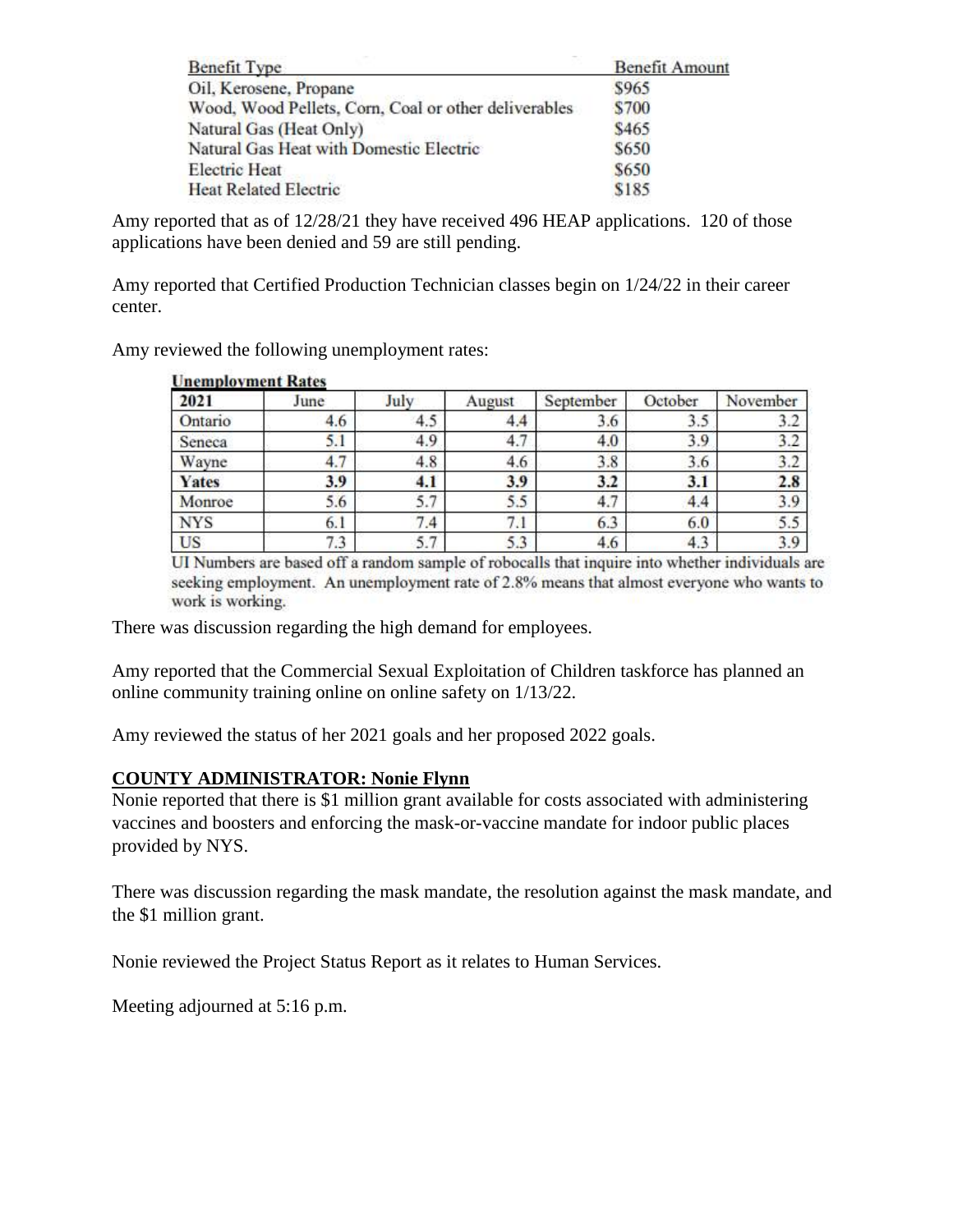| Benefit Type | Benefit Amount |
| --- | --- |
| Oil, Kerosene, Propane | \$965 |
| Wood, Wood Pellets, Corn, Coal or other deliverables | \$700 |
| Natural Gas (Heat Only) | \$465 |
| Natural Gas Heat with Domestic Electric | \$650 |
| Electric Heat | \$650 |
| Heat Related Electric | \$185 |

Amy reported that as of 12/28/21 they have received 496 HEAP applications. 120 of those applications have been denied and 59 are still pending.

Amy reported that Certified Production Technician classes begin on 1/24/22 in their career center.

Amy reviewed the following unemployment rates:

**Unemployment Rates**

| 2021 | June | July | August | September | October | November |
| --- | --- | --- | --- | --- | --- | --- |
| Ontario | 4.6 | 4.5 | 4.4 | 3.6 | 3.5 | 3.2 |
| Seneca | 5.1 | 4.9 | 4.7 | 4.0 | 3.9 | 3.2 |
| Wayne | 4.7 | 4.8 | 4.6 | 3.8 | 3.6 | 3.2 |
| **Yates** | **3.9** | **4.1** | **3.9** | **3.2** | **3.1** | **2.8** |
| Monroe | 5.6 | 5.7 | 5.5 | 4.7 | 4.4 | 3.9 |
| NYS | 6.1 | 7.4 | 7.1 | 6.3 | 6.0 | 5.5 |
| US | 7.3 | 5.7 | 5.3 | 4.6 | 4.3 | 3.9 |

UI Numbers are based off a random sample of robocalls that inquire into whether individuals are seeking employment. An unemployment rate of 2.8% means that almost everyone who wants to work is working.

There was discussion regarding the high demand for employees.

Amy reported that the Commercial Sexual Exploitation of Children taskforce has planned an online community training online on online safety on 1/13/22.

Amy reviewed the status of her 2021 goals and her proposed 2022 goals.

## COUNTY ADMINISTRATOR: Nonie Flynn

Nonie reported that there is \$1 million grant available for costs associated with administering vaccines and boosters and enforcing the mask-or-vaccine mandate for indoor public places provided by NYS.

There was discussion regarding the mask mandate, the resolution against the mask mandate, and the \$1 million grant.

Nonie reviewed the Project Status Report as it relates to Human Services.

Meeting adjourned at 5:16 p.m.